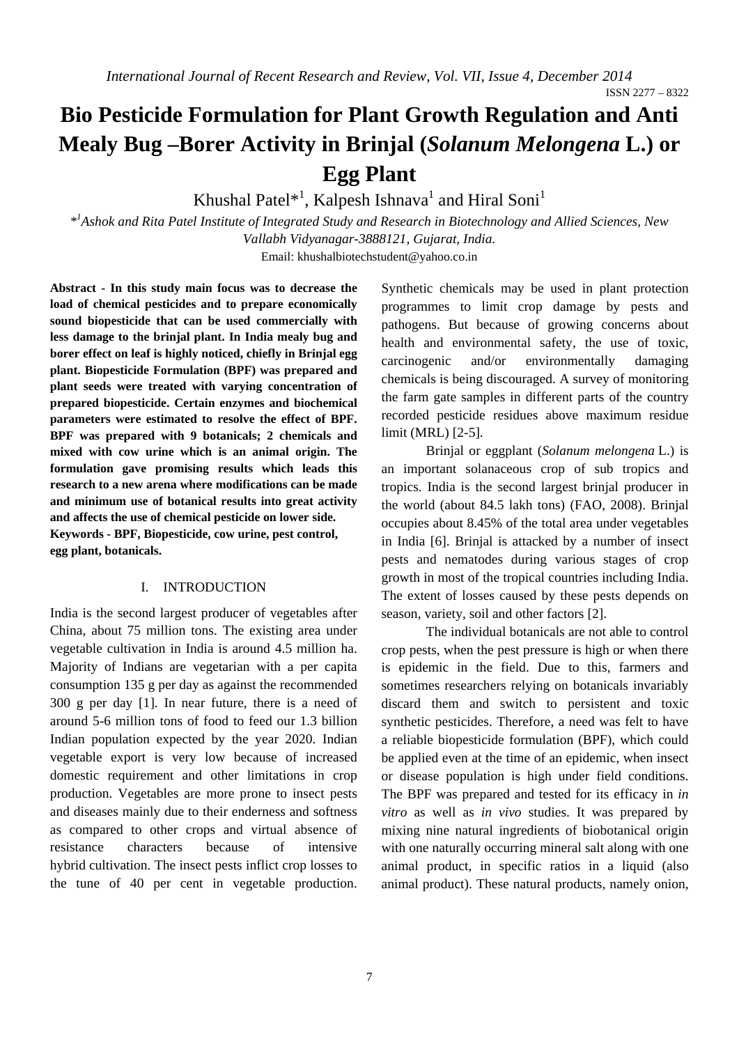# Bio Pesticide Formulation for Plant Growth Regulation and Anti Mealy Bug –Borer Activity in Brinjal (*Solanum Melongena* L.) or Egg Plant

Khushal Patel*[1], Kalpesh Ishnava[1] and Hiral Soni[1]

*[1]*Ashok and Rita Patel Institute of Integrated Study and Research in Biotechnology and Allied Sciences, New Vallabh Vidyanagar-3888121, Gujarat, India.*

Email: khushalbiotechstudent@yahoo.co.in

**Abstract - In this study main focus was to decrease the load of chemical pesticides and to prepare economically sound biopesticide that can be used commercially with less damage to the brinjal plant. In India mealy bug and borer effect on leaf is highly noticed, chiefly in Brinjal egg plant. Biopesticide Formulation (BPF) was prepared and plant seeds were treated with varying concentration of prepared biopesticide. Certain enzymes and biochemical parameters were estimated to resolve the effect of BPF. BPF was prepared with 9 botanicals; 2 chemicals and mixed with cow urine which is an animal origin. The formulation gave promising results which leads this research to a new arena where modifications can be made and minimum use of botanical results into great activity and affects the use of chemical pesticide on lower side.**

**Keywords - BPF, Biopesticide, cow urine, pest control, egg plant, botanicals.**

## I. INTRODUCTION

India is the second largest producer of vegetables after China, about 75 million tons. The existing area under vegetable cultivation in India is around 4.5 million ha. Majority of Indians are vegetarian with a per capita consumption 135 g per day as against the recommended 300 g per day [1]. In near future, there is a need of around 5-6 million tons of food to feed our 1.3 billion Indian population expected by the year 2020. Indian vegetable export is very low because of increased domestic requirement and other limitations in crop production. Vegetables are more prone to insect pests and diseases mainly due to their enderness and softness as compared to other crops and virtual absence of resistance characters because of intensive hybrid cultivation. The insect pests inflict crop losses to the tune of 40 per cent in vegetable production. Synthetic chemicals may be used in plant protection programmes to limit crop damage by pests and pathogens. But because of growing concerns about health and environmental safety, the use of toxic, carcinogenic and/or environmentally damaging chemicals is being discouraged. A survey of monitoring the farm gate samples in different parts of the country recorded pesticide residues above maximum residue limit (MRL) [2-5].

Brinjal or eggplant (*Solanum melongena* L.) is an important solanaceous crop of sub tropics and tropics. India is the second largest brinjal producer in the world (about 84.5 lakh tons) (FAO, 2008). Brinjal occupies about 8.45% of the total area under vegetables in India [6]. Brinjal is attacked by a number of insect pests and nematodes during various stages of crop growth in most of the tropical countries including India. The extent of losses caused by these pests depends on season, variety, soil and other factors [2].

The individual botanicals are not able to control crop pests, when the pest pressure is high or when there is epidemic in the field. Due to this, farmers and sometimes researchers relying on botanicals invariably discard them and switch to persistent and toxic synthetic pesticides. Therefore, a need was felt to have a reliable biopesticide formulation (BPF), which could be applied even at the time of an epidemic, when insect or disease population is high under field conditions. The BPF was prepared and tested for its efficacy in *in vitro* as well as *in vivo* studies. It was prepared by mixing nine natural ingredients of biobotanical origin with one naturally occurring mineral salt along with one animal product, in specific ratios in a liquid (also animal product). These natural products, namely onion,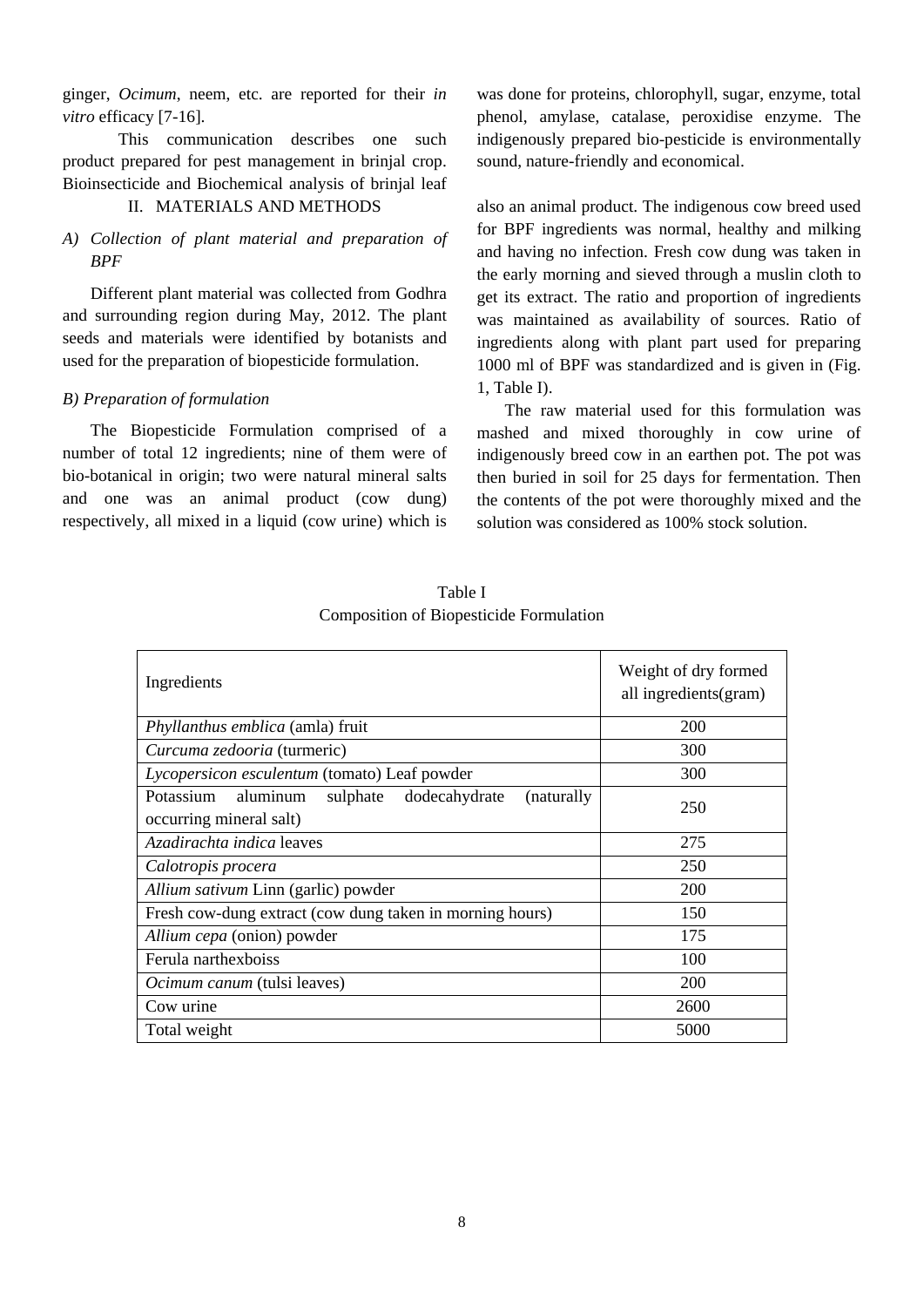ginger, *Ocimum*, neem, etc. are reported for their *in vitro* efficacy [7-16].

This communication describes one such product prepared for pest management in brinjal crop. Bioinsecticide and Biochemical analysis of brinjal leaf was done for proteins, chlorophyll, sugar, enzyme, total phenol, amylase, catalase, peroxidise enzyme. The indigenously prepared bio-pesticide is environmentally sound, nature-friendly and economical.

## II. MATERIALS AND METHODS

### A) Collection of plant material and preparation of BPF

Different plant material was collected from Godhra and surrounding region during May, 2012. The plant seeds and materials were identified by botanists and used for the preparation of biopesticide formulation.

### B) Preparation of formulation

The Biopesticide Formulation comprised of a number of total 12 ingredients; nine of them were of bio-botanical in origin; two were natural mineral salts and one was an animal product (cow dung) respectively, all mixed in a liquid (cow urine) which is also an animal product. The indigenous cow breed used for BPF ingredients was normal, healthy and milking and having no infection. Fresh cow dung was taken in the early morning and sieved through a muslin cloth to get its extract. The ratio and proportion of ingredients was maintained as availability of sources. Ratio of ingredients along with plant part used for preparing 1000 ml of BPF was standardized and is given in (Fig. 1, Table I).

The raw material used for this formulation was mashed and mixed thoroughly in cow urine of indigenously breed cow in an earthen pot. The pot was then buried in soil for 25 days for fermentation. Then the contents of the pot were thoroughly mixed and the solution was considered as 100% stock solution.

Table I
Composition of Biopesticide Formulation

| Ingredients | Weight of dry formed all ingredients(gram) |
|---|---|
| *Phyllanthus emblica* (amla) fruit | 200 |
| *Curcuma zedooria* (turmeric) | 300 |
| *Lycopersicon esculentum* (tomato) Leaf powder | 300 |
| Potassium aluminum sulphate dodecahydrate (naturally occurring mineral salt) | 250 |
| *Azadirachta indica* leaves | 275 |
| *Calotropis procera* | 250 |
| *Allium sativum* Linn (garlic) powder | 200 |
| Fresh cow-dung extract (cow dung taken in morning hours) | 150 |
| *Allium cepa* (onion) powder | 175 |
| Ferula narthexboiss | 100 |
| *Ocimum canum* (tulsi leaves) | 200 |
| Cow urine | 2600 |
| Total weight | 5000 |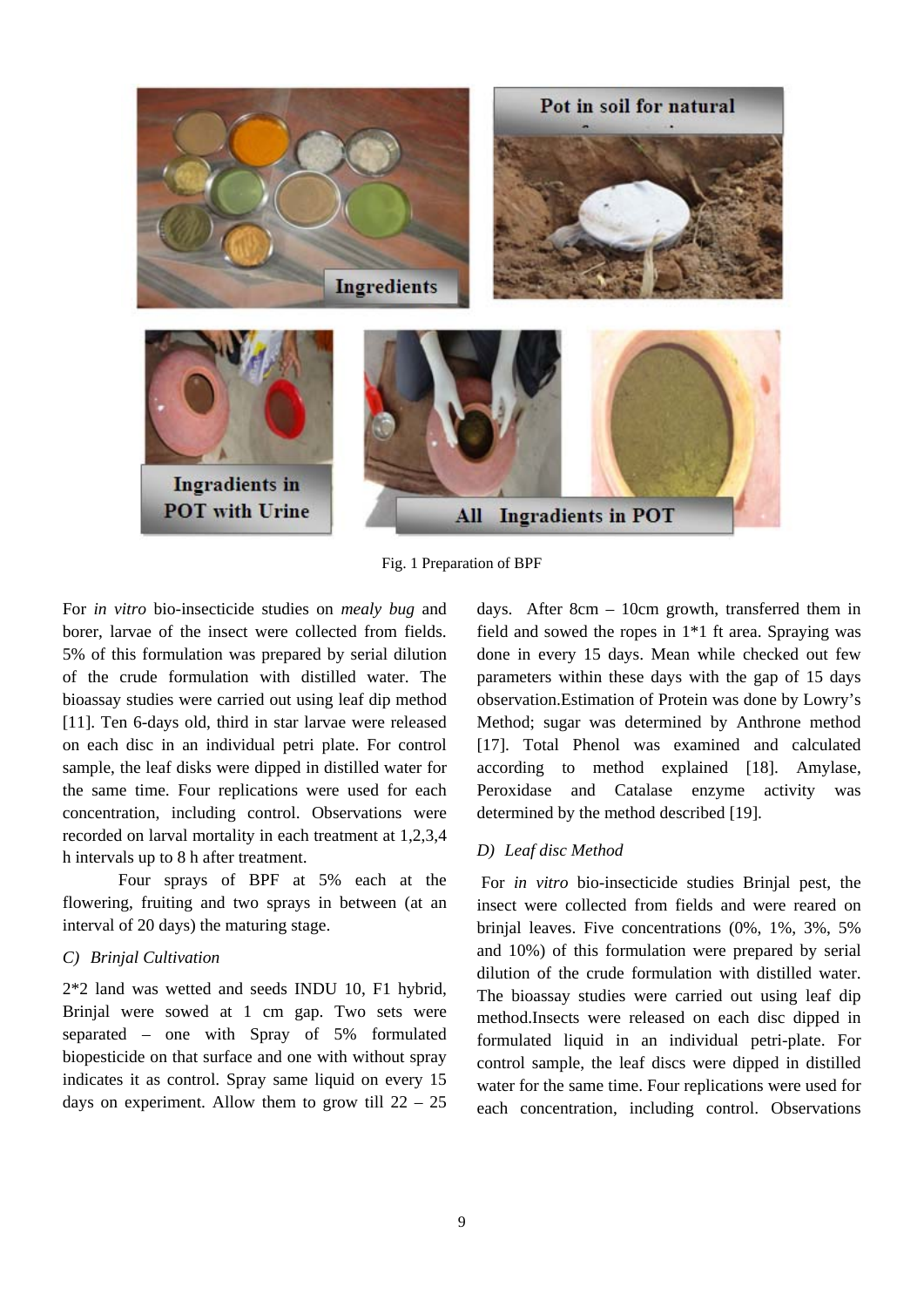Fig. 1 Preparation of BPF

For *in vitro* bio-insecticide studies on *mealy bug* and borer, larvae of the insect were collected from fields. 5% of this formulation was prepared by serial dilution of the crude formulation with distilled water. The bioassay studies were carried out using leaf dip method [11]. Ten 6-days old, third in star larvae were released on each disc in an individual petri plate. For control sample, the leaf disks were dipped in distilled water for the same time. Four replications were used for each concentration, including control. Observations were recorded on larval mortality in each treatment at 1,2,3,4 h intervals up to 8 h after treatment.

Four sprays of BPF at 5% each at the flowering, fruiting and two sprays in between (at an interval of 20 days) the maturing stage.

### C) Brinjal Cultivation

2*2 land was wetted and seeds INDU 10, F1 hybrid, Brinjal were sowed at 1 cm gap. Two sets were separated – one with Spray of 5% formulated biopesticide on that surface and one with without spray indicates it as control. Spray same liquid on every 15 days on experiment. Allow them to grow till 22 – 25 days. After 8cm – 10cm growth, transferred them in field and sowed the ropes in 1*1 ft area. Spraying was done in every 15 days. Mean while checked out few parameters within these days with the gap of 15 days observation.Estimation of Protein was done by Lowry's Method; sugar was determined by Anthrone method [17]. Total Phenol was examined and calculated according to method explained [18]. Amylase, Peroxidase and Catalase enzyme activity was determined by the method described [19].

### D) Leaf disc Method

For *in vitro* bio-insecticide studies Brinjal pest, the insect were collected from fields and were reared on brinjal leaves. Five concentrations (0%, 1%, 3%, 5% and 10%) of this formulation were prepared by serial dilution of the crude formulation with distilled water. The bioassay studies were carried out using leaf dip method.Insects were released on each disc dipped in formulated liquid in an individual petri-plate. For control sample, the leaf discs were dipped in distilled water for the same time. Four replications were used for each concentration, including control. Observations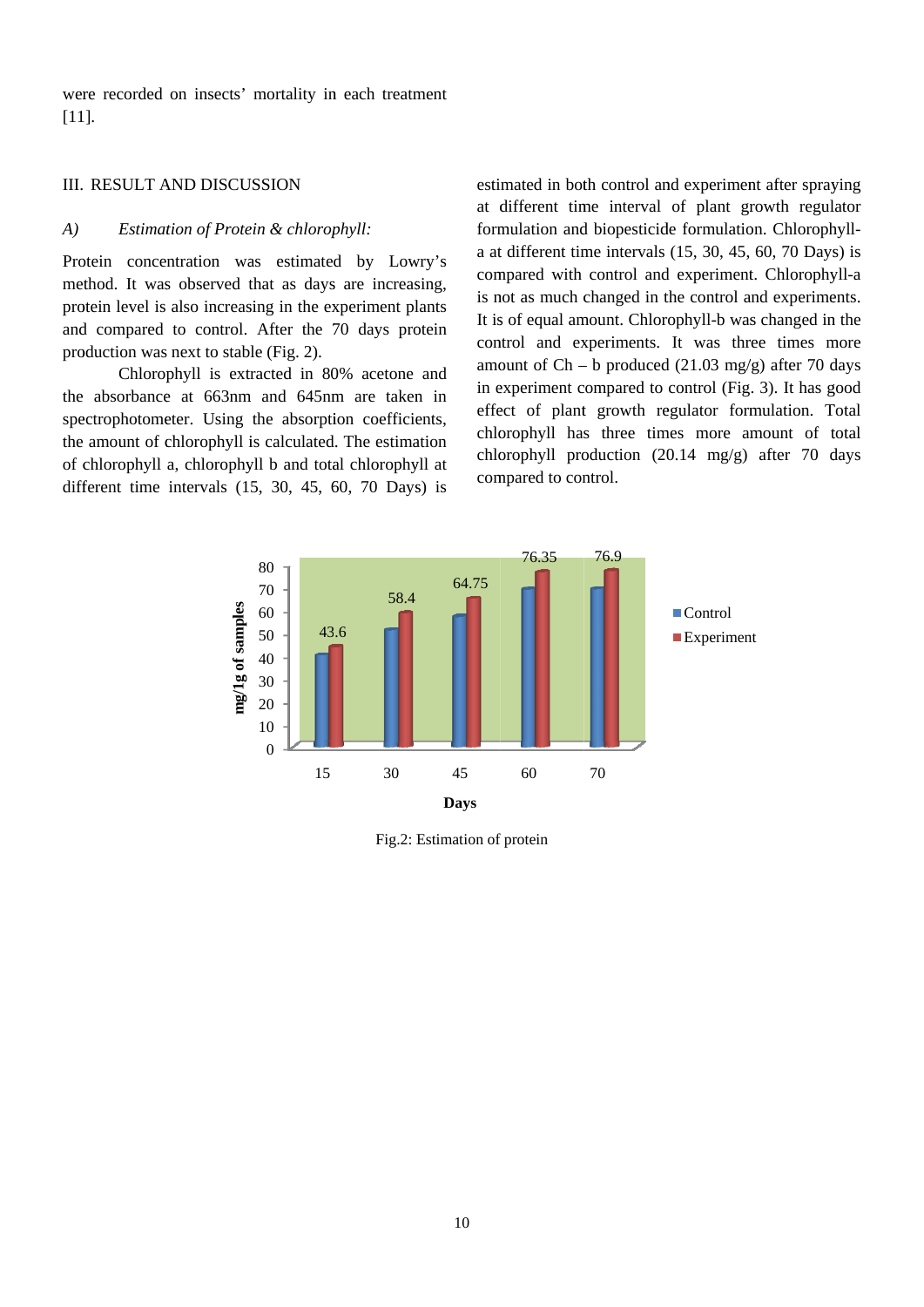were recorded on insects' mortality in each treatment [11].

## III. RESULT AND DISCUSSION

### *A) Estimation of Protein & chlorophyll:*

Protein concentration was estimated by Lowry's method. It was observed that as days are increasing, protein level is also increasing in the experiment plants and compared to control. After the 70 days protein production was next to stable (Fig. 2).

Chlorophyll is extracted in 80% acetone and the absorbance at 663nm and 645nm are taken in spectrophotometer. Using the absorption coefficients, the amount of chlorophyll is calculated. The estimation of chlorophyll a, chlorophyll b and total chlorophyll at different time intervals (15, 30, 45, 60, 70 Days) is estimated in both control and experiment after spraying at different time interval of plant growth regulator formulation and biopesticide formulation. Chlorophyll-a at different time intervals (15, 30, 45, 60, 70 Days) is compared with control and experiment. Chlorophyll-a is not as much changed in the control and experiments. It is of equal amount. Chlorophyll-b was changed in the control and experiments. It was three times more amount of Ch – b produced (21.03 mg/g) after 70 days in experiment compared to control (Fig. 3). It has good effect of plant growth regulator formulation. Total chlorophyll has three times more amount of total chlorophyll production (20.14 mg/g) after 70 days compared to control.

Fig.2: Estimation of protein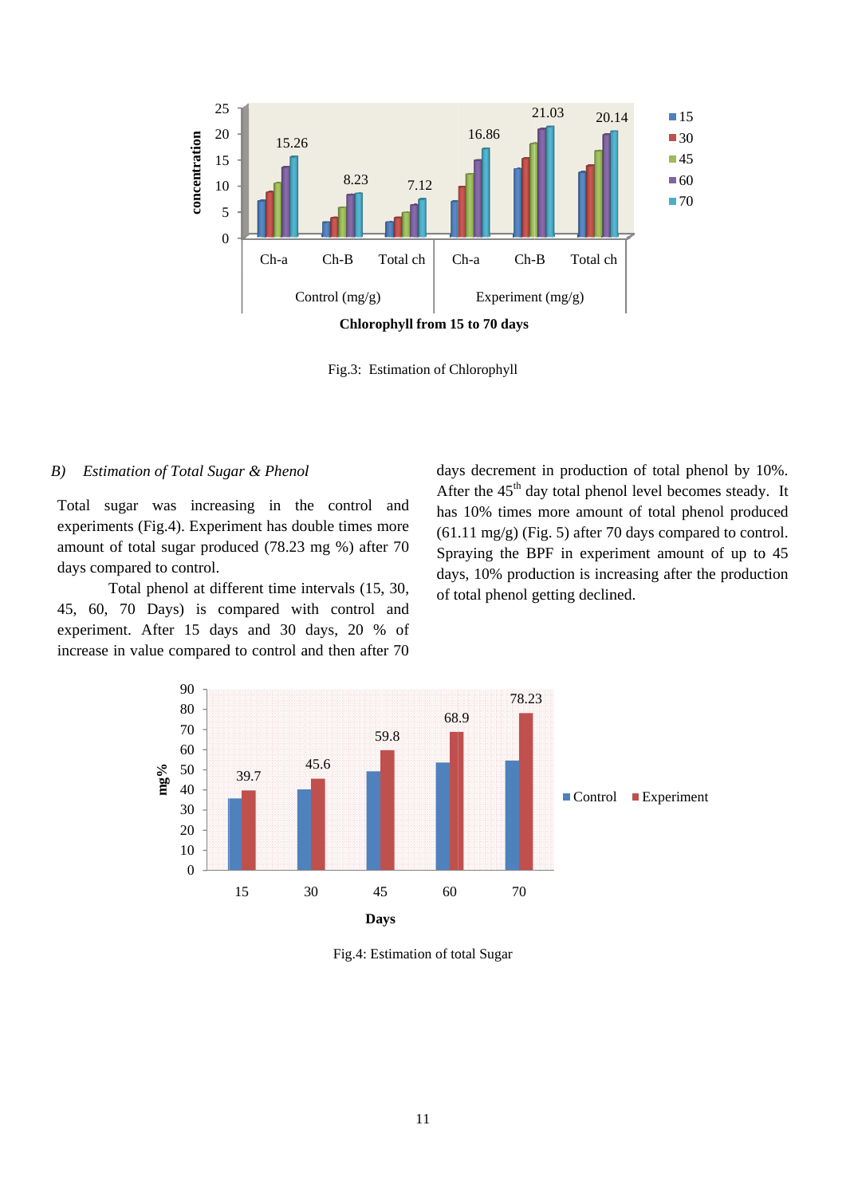Fig.3: Estimation of Chlorophyll

## B) *Estimation of Total Sugar & Phenol*

Total sugar was increasing in the control and experiments (Fig.4). Experiment has double times more amount of total sugar produced (78.23 mg %) after 70 days compared to control.

Total phenol at different time intervals (15, 30, 45, 60, 70 Days) is compared with control and experiment. After 15 days and 30 days, 20 % of increase in value compared to control and then after 70 days decrement in production of total phenol by 10%. After the 45th day total phenol level becomes steady. It has 10% times more amount of total phenol produced (61.11 mg/g) (Fig. 5) after 70 days compared to control. Spraying the BPF in experiment amount of up to 45 days, 10% production is increasing after the production of total phenol getting declined.

Fig.4: Estimation of total Sugar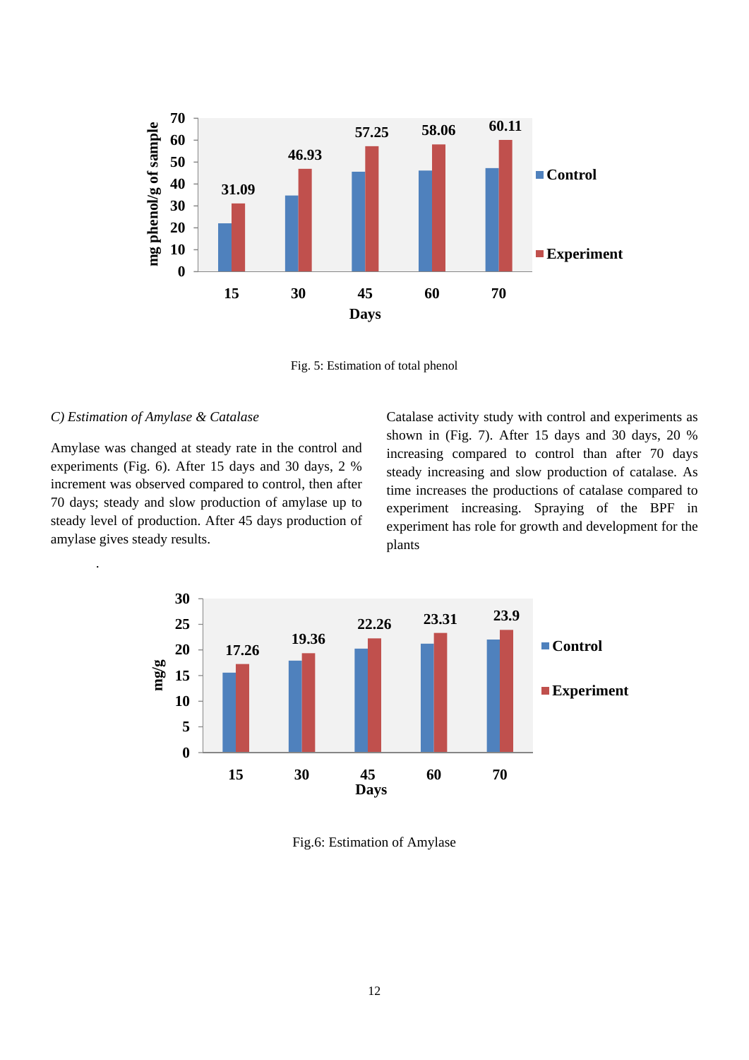Fig. 5: Estimation of total phenol

*C) Estimation of Amylase & Catalase*

Amylase was changed at steady rate in the control and experiments (Fig. 6). After 15 days and 30 days, 2 % increment was observed compared to control, then after 70 days; steady and slow production of amylase up to steady level of production. After 45 days production of amylase gives steady results.

.

Catalase activity study with control and experiments as shown in (Fig. 7). After 15 days and 30 days, 20 % increasing compared to control than after 70 days steady increasing and slow production of catalase. As time increases the productions of catalase compared to experiment increasing. Spraying of the BPF in experiment has role for growth and development for the plants

Fig.6: Estimation of Amylase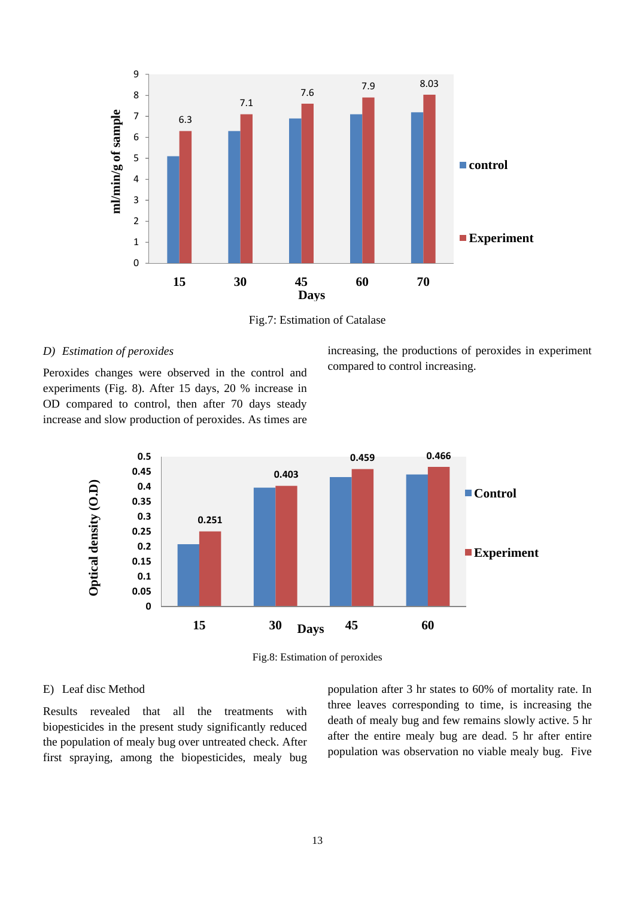Fig.7: Estimation of Catalase

*D) Estimation of peroxides*

Peroxides changes were observed in the control and experiments (Fig. 8). After 15 days, 20 % increase in OD compared to control, then after 70 days steady increase and slow production of peroxides. As times are increasing, the productions of peroxides in experiment compared to control increasing.

Fig.8: Estimation of peroxides

E) Leaf disc Method

Results revealed that all the treatments with biopesticides in the present study significantly reduced the population of mealy bug over untreated check. After first spraying, among the biopesticides, mealy bug population after 3 hr states to 60% of mortality rate. In three leaves corresponding to time, is increasing the death of mealy bug and few remains slowly active. 5 hr after the entire mealy bug are dead. 5 hr after entire population was observation no viable mealy bug. Five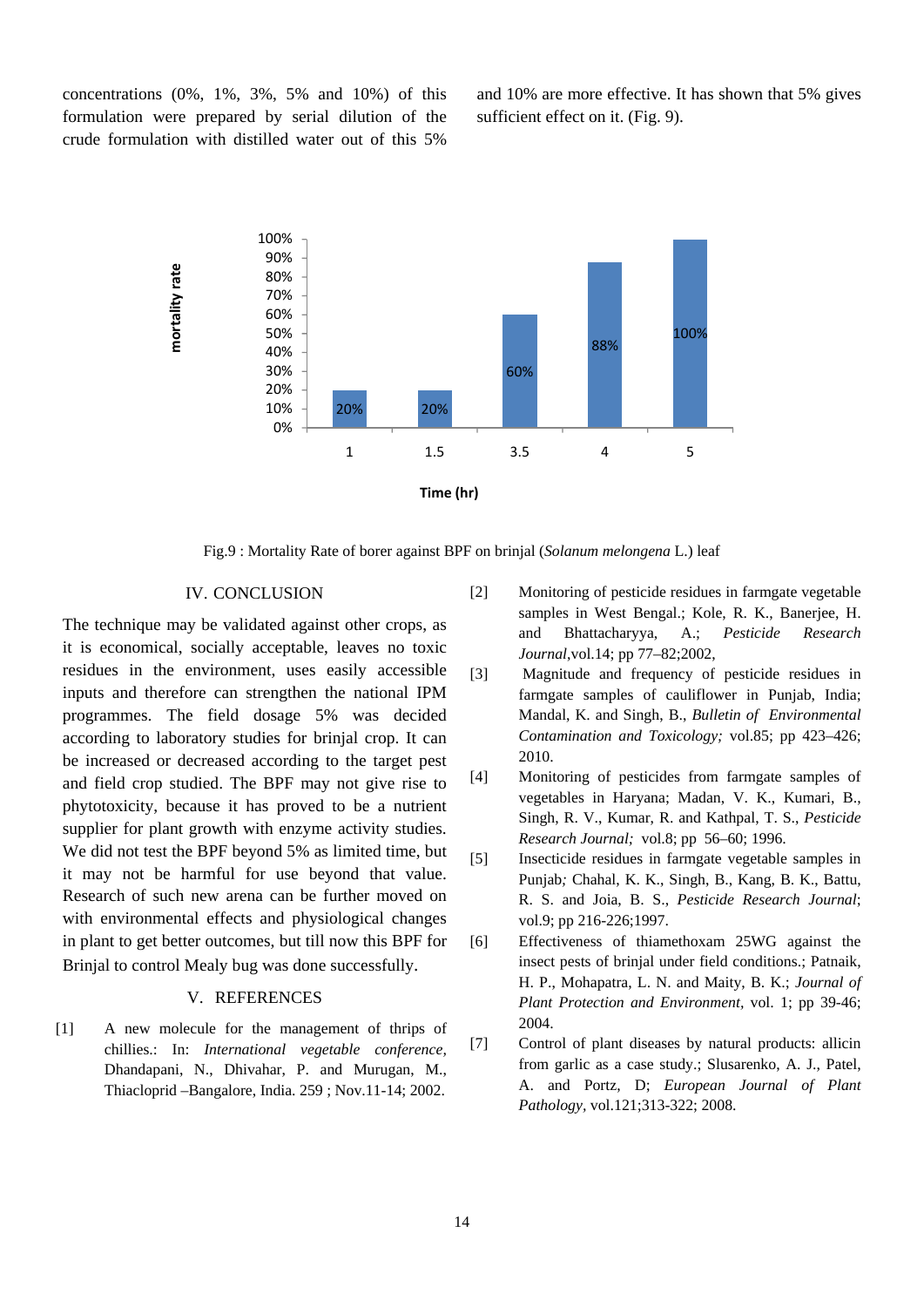concentrations (0%, 1%, 3%, 5% and 10%) of this formulation were prepared by serial dilution of the crude formulation with distilled water out of this 5% and 10% are more effective. It has shown that 5% gives sufficient effect on it. (Fig. 9).

Fig.9 : Mortality Rate of borer against BPF on brinjal (*Solanum melongena* L.) leaf

## IV. CONCLUSION

The technique may be validated against other crops, as it is economical, socially acceptable, leaves no toxic residues in the environment, uses easily accessible inputs and therefore can strengthen the national IPM programmes. The field dosage 5% was decided according to laboratory studies for brinjal crop. It can be increased or decreased according to the target pest and field crop studied. The BPF may not give rise to phytotoxicity, because it has proved to be a nutrient supplier for plant growth with enzyme activity studies. We did not test the BPF beyond 5% as limited time, but it may not be harmful for use beyond that value. Research of such new arena can be further moved on with environmental effects and physiological changes in plant to get better outcomes, but till now this BPF for Brinjal to control Mealy bug was done successfully.

## V. REFERENCES

[1] A new molecule for the management of thrips of chillies.: In: *International vegetable conference,* Dhandapani, N., Dhivahar, P. and Murugan, M., Thiacloprid –Bangalore, India. 259 ; Nov.11-14; 2002.

[2] Monitoring of pesticide residues in farmgate vegetable samples in West Bengal.; Kole, R. K., Banerjee, H. and Bhattacharyya, A.; *Pesticide Research Journal*,vol.14; pp 77–82;2002,

[3] Magnitude and frequency of pesticide residues in farmgate samples of cauliflower in Punjab, India; Mandal, K. and Singh, B., *Bulletin of Environmental Contamination and Toxicology;* vol.85; pp 423–426; 2010.

[4] Monitoring of pesticides from farmgate samples of vegetables in Haryana; Madan, V. K., Kumari, B., Singh, R. V., Kumar, R. and Kathpal, T. S., *Pesticide Research Journal;* vol.8; pp 56–60; 1996.

[5] Insecticide residues in farmgate vegetable samples in Punjab; Chahal, K. K., Singh, B., Kang, B. K., Battu, R. S. and Joia, B. S., *Pesticide Research Journal*; vol.9; pp 216-226;1997.

[6] Effectiveness of thiamethoxam 25WG against the insect pests of brinjal under field conditions.; Patnaik, H. P., Mohapatra, L. N. and Maity, B. K.; *Journal of Plant Protection and Environment*, vol. 1; pp 39-46; 2004.

[7] Control of plant diseases by natural products: allicin from garlic as a case study.; Slusarenko, A. J., Patel, A. and Portz, D; *European Journal of Plant Pathology*, vol.121;313-322; 2008.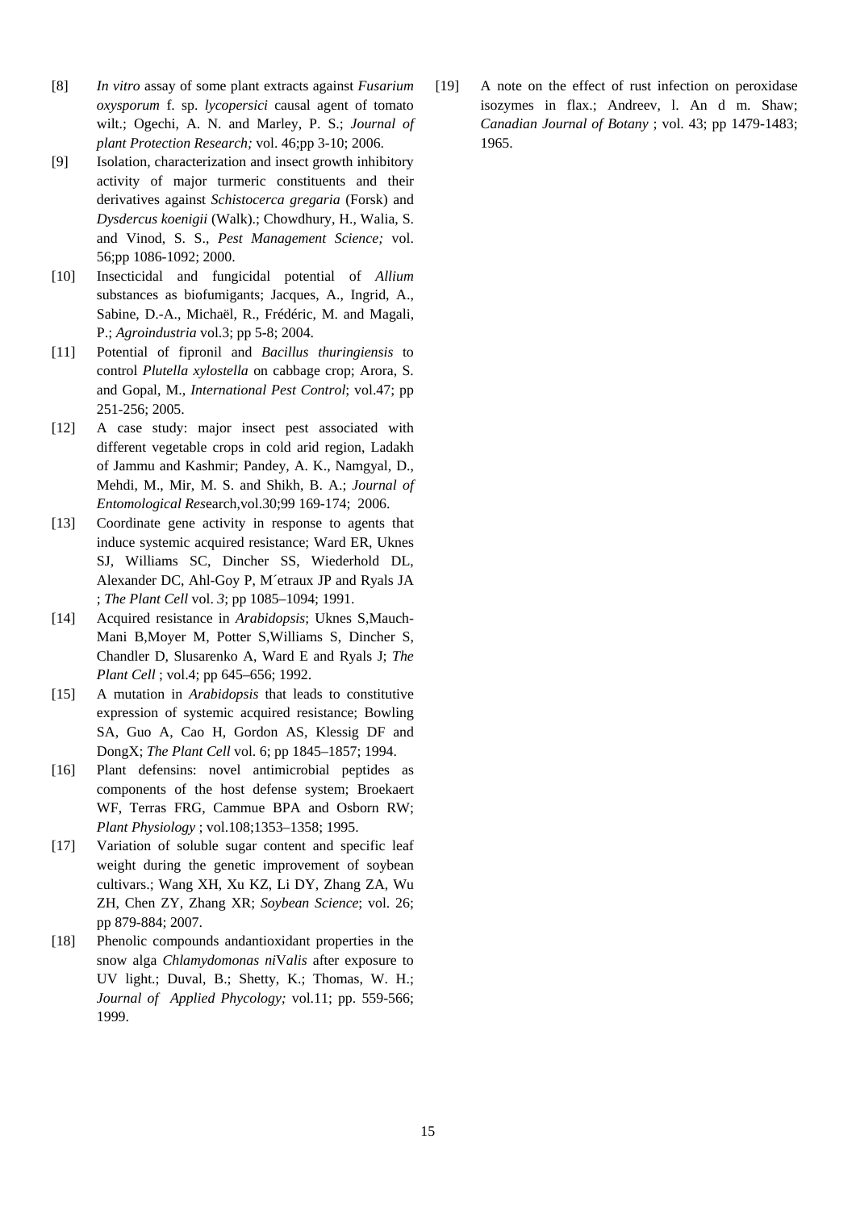[8] *In vitro* assay of some plant extracts against *Fusarium oxysporum* f. sp. *lycopersici* causal agent of tomato wilt.; Ogechi, A. N. and Marley, P. S.; *Journal of plant Protection Research;* vol. 46;pp 3-10; 2006.

[9] Isolation, characterization and insect growth inhibitory activity of major turmeric constituents and their derivatives against *Schistocerca gregaria* (Forsk) and *Dysdercus koenigii* (Walk).; Chowdhury, H., Walia, S. and Vinod, S. S., *Pest Management Science;* vol. 56;pp 1086-1092; 2000.

[10] Insecticidal and fungicidal potential of *Allium* substances as biofumigants; Jacques, A., Ingrid, A., Sabine, D.-A., Michaël, R., Frédéric, M. and Magali, P.; *Agroindustria* vol.3; pp 5-8; 2004.

[11] Potential of fipronil and *Bacillus thuringiensis* to control *Plutella xylostella* on cabbage crop; Arora, S. and Gopal, M., *International Pest Control*; vol.47; pp 251-256; 2005.

[12] A case study: major insect pest associated with different vegetable crops in cold arid region, Ladakh of Jammu and Kashmir; Pandey, A. K., Namgyal, D., Mehdi, M., Mir, M. S. and Shikh, B. A.; *Journal of Entomological Res*earch,vol.30;99 169-174; 2006.

[13] Coordinate gene activity in response to agents that induce systemic acquired resistance; Ward ER, Uknes SJ, Williams SC, Dincher SS, Wiederhold DL, Alexander DC, Ahl-Goy P, M´etraux JP and Ryals JA ; *The Plant Cell* vol. *3*; pp 1085–1094; 1991.

[14] Acquired resistance in *Arabidopsis*; Uknes S,Mauch-Mani B,Moyer M, Potter S,Williams S, Dincher S, Chandler D, Slusarenko A, Ward E and Ryals J; *The Plant Cell* ; vol.4; pp 645–656; 1992.

[15] A mutation in *Arabidopsis* that leads to constitutive expression of systemic acquired resistance; Bowling SA, Guo A, Cao H, Gordon AS, Klessig DF and DongX; *The Plant Cell* vol. 6; pp 1845–1857; 1994.

[16] Plant defensins: novel antimicrobial peptides as components of the host defense system; Broekaert WF, Terras FRG, Cammue BPA and Osborn RW; *Plant Physiology* ; vol.108;1353–1358; 1995.

[17] Variation of soluble sugar content and specific leaf weight during the genetic improvement of soybean cultivars.; Wang XH, Xu KZ, Li DY, Zhang ZA, Wu ZH, Chen ZY, Zhang XR; *Soybean Science*; vol. 26; pp 879-884; 2007.

[18] Phenolic compounds andantioxidant properties in the snow alga *Chlamydomonas ni*V*alis* after exposure to UV light.; Duval, B.; Shetty, K.; Thomas, W. H.; *Journal of Applied Phycology;* vol.11; pp. 559-566; 1999.

[19] A note on the effect of rust infection on peroxidase isozymes in flax.; Andreev, l. An d m. Shaw; *Canadian Journal of Botany* ; vol. 43; pp 1479-1483; 1965.